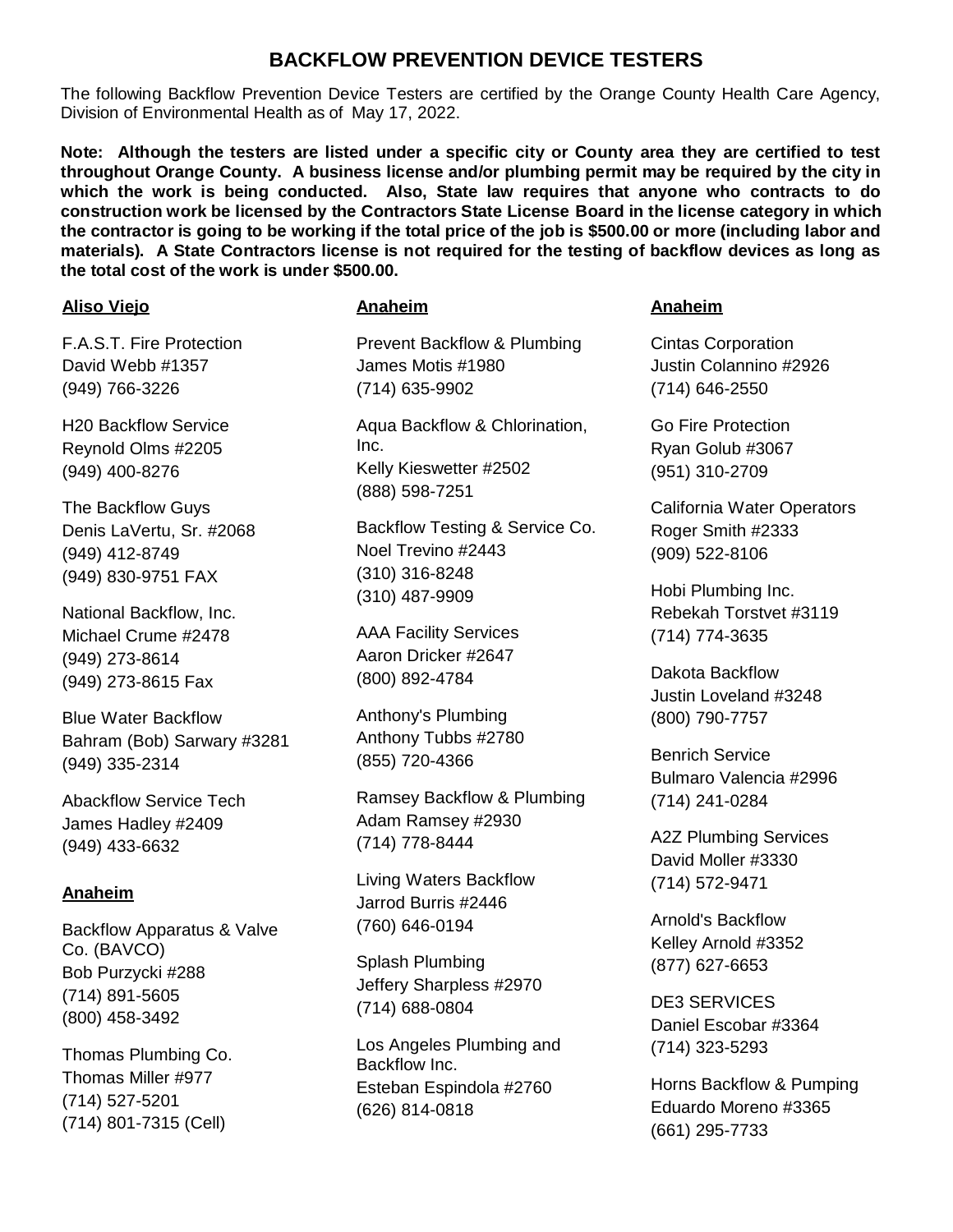# BACKFLOW PREVENTION DEVICE TESTERS

The following Backflow Prevention Device Testers are certified by the Orange County Health Care Agency, Division of Environmental Health as of May 17, 2022.

**Note: Although the testers are listed under a specific city or County area they are certified to test throughout Orange County. A business license and/or plumbing permit may be required by the city in which the work is being conducted. Also, State law requires that anyone who contracts to do construction work be licensed by the Contractors State License Board in the license category in which the contractor is going to be working if the total price of the job is $500.00 or more (including labor and materials). A State Contractors license is not required for the testing of backflow devices as long as the total cost of the work is under $500.00.**

**Aliso Viejo**

F.A.S.T. Fire Protection
David Webb #1357
(949) 766-3226

H20 Backflow Service
Reynold Olms #2205
(949) 400-8276

The Backflow Guys
Denis LaVertu, Sr. #2068
(949) 412-8749
(949) 830-9751 FAX

National Backflow, Inc.
Michael Crume #2478
(949) 273-8614
(949) 273-8615 Fax

Blue Water Backflow
Bahram (Bob) Sarwary #3281
(949) 335-2314

Abackflow Service Tech
James Hadley #2409
(949) 433-6632

**Anaheim**

Backflow Apparatus & Valve Co. (BAVCO)
Bob Purzycki #288
(714) 891-5605
(800) 458-3492

Thomas Plumbing Co.
Thomas Miller #977
(714) 527-5201
(714) 801-7315 (Cell)

**Anaheim**

Prevent Backflow & Plumbing
James Motis #1980
(714) 635-9902

Aqua Backflow & Chlorination, Inc.
Kelly Kieswetter #2502
(888) 598-7251

Backflow Testing & Service Co.
Noel Trevino #2443
(310) 316-8248
(310) 487-9909

AAA Facility Services
Aaron Dricker #2647
(800) 892-4784

Anthony's Plumbing
Anthony Tubbs #2780
(855) 720-4366

Ramsey Backflow & Plumbing
Adam Ramsey #2930
(714) 778-8444

Living Waters Backflow
Jarrod Burris #2446
(760) 646-0194

Splash Plumbing
Jeffery Sharpless #2970
(714) 688-0804

Los Angeles Plumbing and Backflow Inc.
Esteban Espindola #2760
(626) 814-0818

**Anaheim**

Cintas Corporation
Justin Colannino #2926
(714) 646-2550

Go Fire Protection
Ryan Golub #3067
(951) 310-2709

California Water Operators
Roger Smith #2333
(909) 522-8106

Hobi Plumbing Inc.
Rebekah Torstvet #3119
(714) 774-3635

Dakota Backflow
Justin Loveland #3248
(800) 790-7757

Benrich Service
Bulmaro Valencia #2996
(714) 241-0284

A2Z Plumbing Services
David Moller #3330
(714) 572-9471

Arnold's Backflow
Kelley Arnold #3352
(877) 627-6653

DE3 SERVICES
Daniel Escobar #3364
(714) 323-5293

Horns Backflow & Pumping
Eduardo Moreno #3365
(661) 295-7733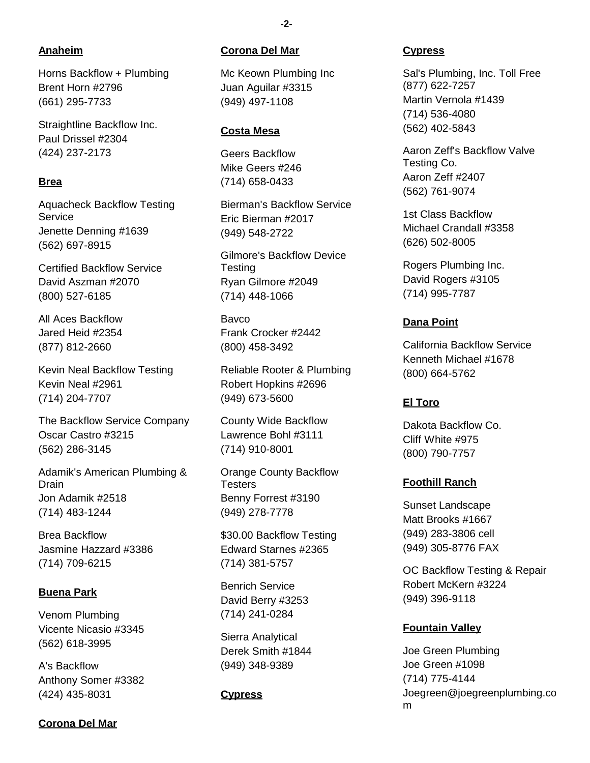### Anaheim

Horns Backflow + Plumbing
Brent Horn #2796
(661) 295-7733

Straightline Backflow Inc.
Paul Drissel #2304
(424) 237-2173

### Brea

Aquacheck Backflow Testing Service
Jenette Denning #1639
(562) 697-8915

Certified Backflow Service
David Aszman #2070
(800) 527-6185

All Aces Backflow
Jared Heid #2354
(877) 812-2660

Kevin Neal Backflow Testing
Kevin Neal #2961
(714) 204-7707

The Backflow Service Company
Oscar Castro #3215
(562) 286-3145

Adamik's American Plumbing & Drain
Jon Adamik #2518
(714) 483-1244

Brea Backflow
Jasmine Hazzard #3386
(714) 709-6215

### Buena Park

Venom Plumbing
Vicente Nicasio #3345
(562) 618-3995

A's Backflow
Anthony Somer #3382
(424) 435-8031

### Corona Del Mar

### Corona Del Mar

Mc Keown Plumbing Inc
Juan Aguilar #3315
(949) 497-1108

### Costa Mesa

Geers Backflow
Mike Geers #246
(714) 658-0433

Bierman's Backflow Service
Eric Bierman #2017
(949) 548-2722

Gilmore's Backflow Device Testing
Ryan Gilmore #2049
(714) 448-1066

Bavco
Frank Crocker #2442
(800) 458-3492

Reliable Rooter & Plumbing
Robert Hopkins #2696
(949) 673-5600

County Wide Backflow
Lawrence Bohl #3111
(714) 910-8001

Orange County Backflow Testers
Benny Forrest #3190
(949) 278-7778

$30.00 Backflow Testing
Edward Starnes #2365
(714) 381-5757

Benrich Service
David Berry #3253
(714) 241-0284

Sierra Analytical
Derek Smith #1844
(949) 348-9389

### Cypress

### Cypress

Sal's Plumbing, Inc. Toll Free (877) 622-7257
Martin Vernola #1439
(714) 536-4080
(562) 402-5843

Aaron Zeff's Backflow Valve Testing Co.
Aaron Zeff #2407
(562) 761-9074

1st Class Backflow
Michael Crandall #3358
(626) 502-8005

Rogers Plumbing Inc.
David Rogers #3105
(714) 995-7787

### Dana Point

California Backflow Service
Kenneth Michael #1678
(800) 664-5762

### El Toro

Dakota Backflow Co.
Cliff White #975
(800) 790-7757

### Foothill Ranch

Sunset Landscape
Matt Brooks #1667
(949) 283-3806 cell
(949) 305-8776 FAX

OC Backflow Testing & Repair
Robert McKern #3224
(949) 396-9118

### Fountain Valley

Joe Green Plumbing
Joe Green #1098
(714) 775-4144
Joegreen@joegreenplumbing.com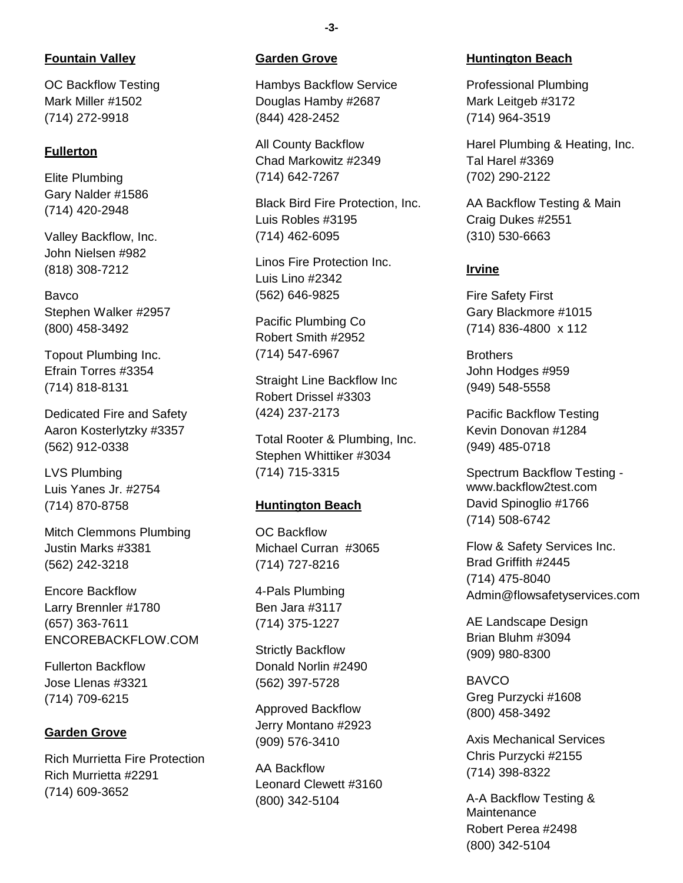## Fountain Valley

OC Backflow Testing
Mark Miller #1502
(714) 272-9918

## Fullerton

Elite Plumbing
Gary Nalder #1586
(714) 420-2948

Valley Backflow, Inc.
John Nielsen #982
(818) 308-7212

Bavco
Stephen Walker #2957
(800) 458-3492

Topout Plumbing Inc.
Efrain Torres #3354
(714) 818-8131

Dedicated Fire and Safety
Aaron Kosterlytzky #3357
(562) 912-0338

LVS Plumbing
Luis Yanes Jr. #2754
(714) 870-8758

Mitch Clemmons Plumbing
Justin Marks #3381
(562) 242-3218

Encore Backflow
Larry Brennler #1780
(657) 363-7611
ENCOREBACKFLOW.COM

Fullerton Backflow
Jose Llenas #3321
(714) 709-6215

## Garden Grove

Rich Murrietta Fire Protection
Rich Murrietta #2291
(714) 609-3652

## Garden Grove

Hambys Backflow Service
Douglas Hamby #2687
(844) 428-2452

All County Backflow
Chad Markowitz #2349
(714) 642-7267

Black Bird Fire Protection, Inc.
Luis Robles #3195
(714) 462-6095

Linos Fire Protection Inc.
Luis Lino #2342
(562) 646-9825

Pacific Plumbing Co
Robert Smith #2952
(714) 547-6967

Straight Line Backflow Inc
Robert Drissel #3303
(424) 237-2173

Total Rooter & Plumbing, Inc.
Stephen Whittiker #3034
(714) 715-3315

## Huntington Beach

OC Backflow
Michael Curran #3065
(714) 727-8216

4-Pals Plumbing
Ben Jara #3117
(714) 375-1227

Strictly Backflow
Donald Norlin #2490
(562) 397-5728

Approved Backflow
Jerry Montano #2923
(909) 576-3410

AA Backflow
Leonard Clewett #3160
(800) 342-5104

## Huntington Beach

Professional Plumbing
Mark Leitgeb #3172
(714) 964-3519

Harel Plumbing & Heating, Inc.
Tal Harel #3369
(702) 290-2122

AA Backflow Testing & Main
Craig Dukes #2551
(310) 530-6663

## Irvine

Fire Safety First
Gary Blackmore #1015
(714) 836-4800 x 112

Brothers
John Hodges #959
(949) 548-5558

Pacific Backflow Testing
Kevin Donovan #1284
(949) 485-0718

Spectrum Backflow Testing - www.backflow2test.com
David Spinoglio #1766
(714) 508-6742

Flow & Safety Services Inc.
Brad Griffith #2445
(714) 475-8040
Admin@flowsafetyservices.com

AE Landscape Design
Brian Bluhm #3094
(909) 980-8300

BAVCO
Greg Purzycki #1608
(800) 458-3492

Axis Mechanical Services
Chris Purzycki #2155
(714) 398-8322

A-A Backflow Testing & Maintenance
Robert Perea #2498
(800) 342-5104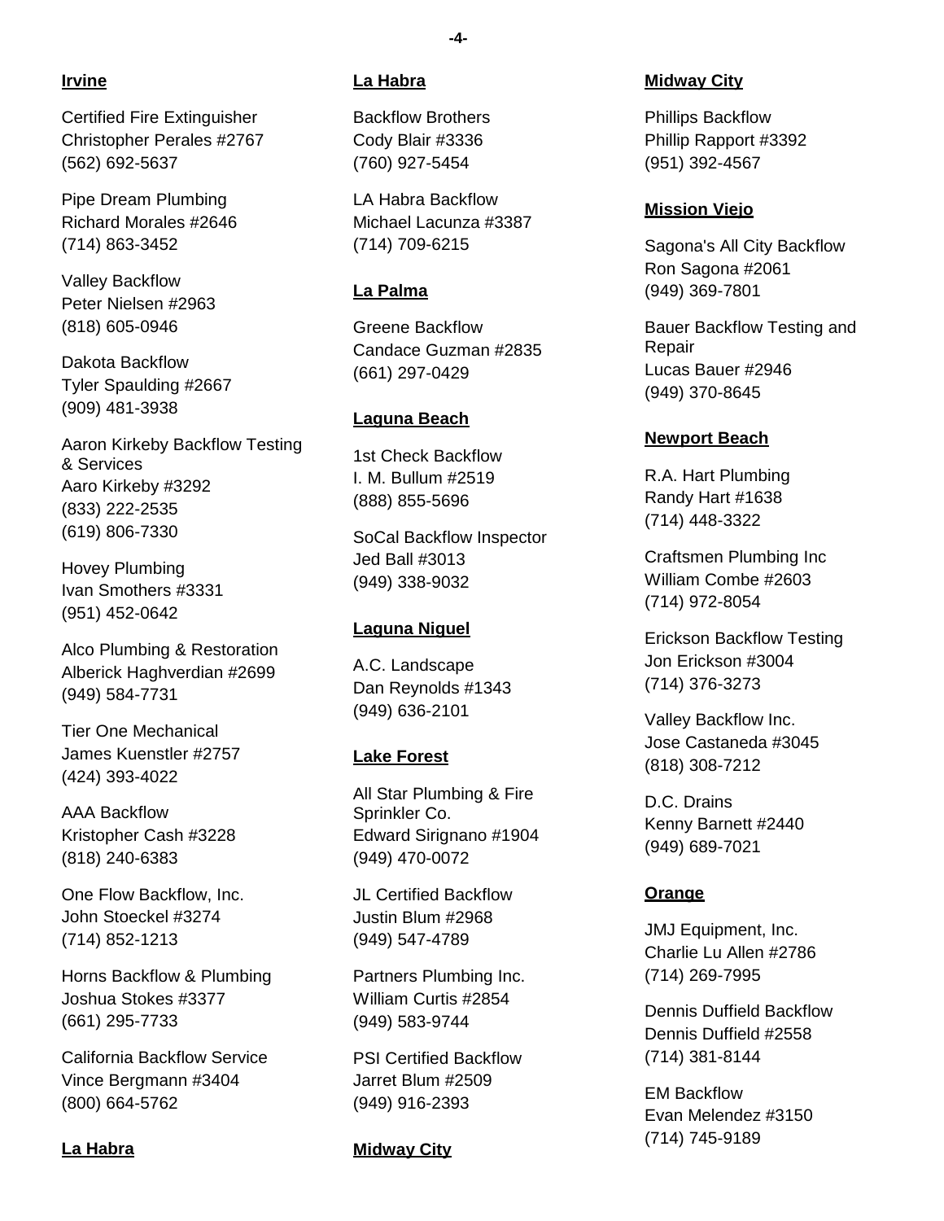## Irvine

Certified Fire Extinguisher
Christopher Perales #2767
(562) 692-5637

Pipe Dream Plumbing
Richard Morales #2646
(714) 863-3452

Valley Backflow
Peter Nielsen #2963
(818) 605-0946

Dakota Backflow
Tyler Spaulding #2667
(909) 481-3938

Aaron Kirkeby Backflow Testing & Services
Aaro Kirkeby #3292
(833) 222-2535
(619) 806-7330

Hovey Plumbing
Ivan Smothers #3331
(951) 452-0642

Alco Plumbing & Restoration
Alberick Haghverdian #2699
(949) 584-7731

Tier One Mechanical
James Kuenstler #2757
(424) 393-4022

AAA Backflow
Kristopher Cash #3228
(818) 240-6383

One Flow Backflow, Inc.
John Stoeckel #3274
(714) 852-1213

Horns Backflow & Plumbing
Joshua Stokes #3377
(661) 295-7733

California Backflow Service
Vince Bergmann #3404
(800) 664-5762

## La Habra

Backflow Brothers
Cody Blair #3336
(760) 927-5454

LA Habra Backflow
Michael Lacunza #3387
(714) 709-6215

## La Palma

Greene Backflow
Candace Guzman #2835
(661) 297-0429

## Laguna Beach

1st Check Backflow
I. M. Bullum #2519
(888) 855-5696

SoCal Backflow Inspector
Jed Ball #3013
(949) 338-9032

## Laguna Niguel

A.C. Landscape
Dan Reynolds #1343
(949) 636-2101

## Lake Forest

All Star Plumbing & Fire Sprinkler Co.
Edward Sirignano #1904
(949) 470-0072

JL Certified Backflow
Justin Blum #2968
(949) 547-4789

Partners Plumbing Inc.
William Curtis #2854
(949) 583-9744

PSI Certified Backflow
Jarret Blum #2509
(949) 916-2393

## Midway City

Phillips Backflow
Phillip Rapport #3392
(951) 392-4567

## Mission Viejo

Sagona's All City Backflow
Ron Sagona #2061
(949) 369-7801

Bauer Backflow Testing and Repair
Lucas Bauer #2946
(949) 370-8645

## Newport Beach

R.A. Hart Plumbing
Randy Hart #1638
(714) 448-3322

Craftsmen Plumbing Inc
William Combe #2603
(714) 972-8054

Erickson Backflow Testing
Jon Erickson #3004
(714) 376-3273

Valley Backflow Inc.
Jose Castaneda #3045
(818) 308-7212

D.C. Drains
Kenny Barnett #2440
(949) 689-7021

## Orange

JMJ Equipment, Inc.
Charlie Lu Allen #2786
(714) 269-7995

Dennis Duffield Backflow
Dennis Duffield #2558
(714) 381-8144

EM Backflow
Evan Melendez #3150
(714) 745-9189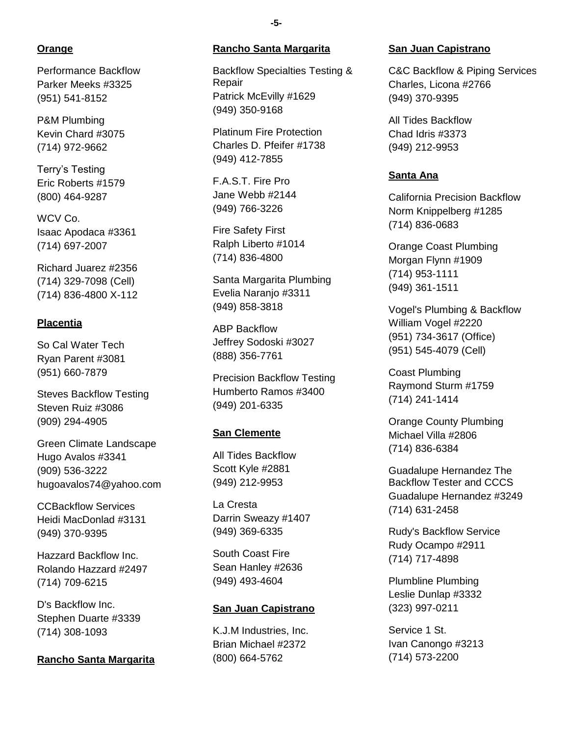**Orange**

Performance Backflow
Parker Meeks #3325
(951) 541-8152

P&M Plumbing
Kevin Chard #3075
(714) 972-9662

Terry's Testing
Eric Roberts #1579
(800) 464-9287

WCV Co.
Isaac Apodaca #3361
(714) 697-2007

Richard Juarez #2356
(714) 329-7098 (Cell)
(714) 836-4800 X-112

**Placentia**

So Cal Water Tech
Ryan Parent #3081
(951) 660-7879

Steves Backflow Testing
Steven Ruiz #3086
(909) 294-4905

Green Climate Landscape
Hugo Avalos #3341
(909) 536-3222
hugoavalos74@yahoo.com

CCBackflow Services
Heidi MacDonlad #3131
(949) 370-9395

Hazzard Backflow Inc.
Rolando Hazzard #2497
(714) 709-6215

D's Backflow Inc.
Stephen Duarte #3339
(714) 308-1093

**Rancho Santa Margarita**

**Rancho Santa Margarita**

Backflow Specialties Testing & Repair
Patrick McEvilly #1629
(949) 350-9168

Platinum Fire Protection
Charles D. Pfeifer #1738
(949) 412-7855

F.A.S.T. Fire Pro
Jane Webb #2144
(949) 766-3226

Fire Safety First
Ralph Liberto #1014
(714) 836-4800

Santa Margarita Plumbing
Evelia Naranjo #3311
(949) 858-3818

ABP Backflow
Jeffrey Sodoski #3027
(888) 356-7761

Precision Backflow Testing
Humberto Ramos #3400
(949) 201-6335

**San Clemente**

All Tides Backflow
Scott Kyle #2881
(949) 212-9953

La Cresta
Darrin Sweazy #1407
(949) 369-6335

South Coast Fire
Sean Hanley #2636
(949) 493-4604

**San Juan Capistrano**

K.J.M Industries, Inc.
Brian Michael #2372
(800) 664-5762

**San Juan Capistrano**

C&C Backflow & Piping Services
Charles, Licona #2766
(949) 370-9395

All Tides Backflow
Chad Idris #3373
(949) 212-9953

**Santa Ana**

California Precision Backflow
Norm Knippelberg #1285
(714) 836-0683

Orange Coast Plumbing
Morgan Flynn #1909
(714) 953-1111
(949) 361-1511

Vogel's Plumbing & Backflow
William Vogel #2220
(951) 734-3617 (Office)
(951) 545-4079 (Cell)

Coast Plumbing
Raymond Sturm #1759
(714) 241-1414

Orange County Plumbing
Michael Villa #2806
(714) 836-6384

Guadalupe Hernandez The Backflow Tester and CCCS
Guadalupe Hernandez #3249
(714) 631-2458

Rudy's Backflow Service
Rudy Ocampo #2911
(714) 717-4898

Plumbline Plumbing
Leslie Dunlap #3332
(323) 997-0211

Service 1 St.
Ivan Canongo #3213
(714) 573-2200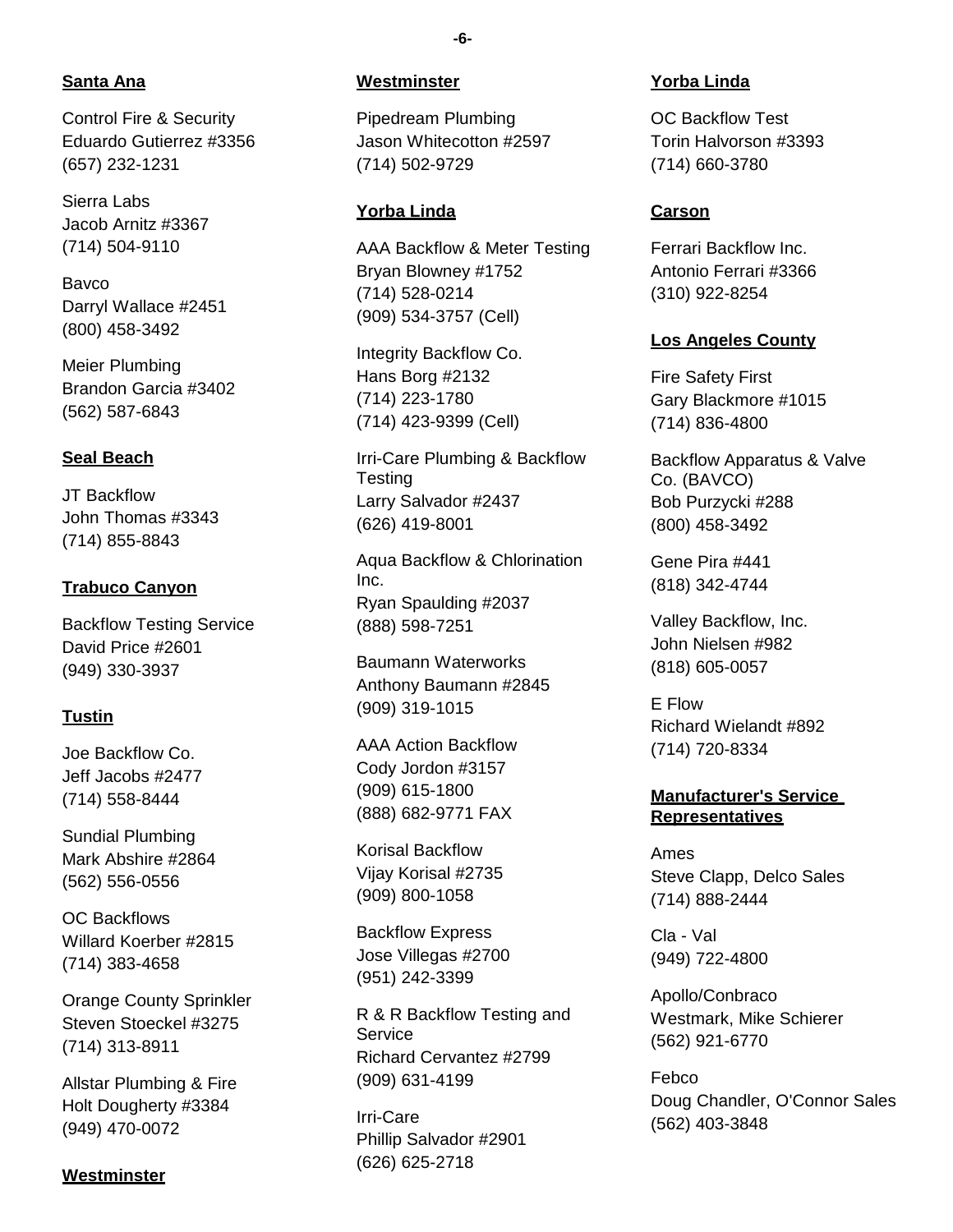**Santa Ana**

Control Fire & Security
Eduardo Gutierrez #3356
(657) 232-1231

Sierra Labs
Jacob Arnitz #3367
(714) 504-9110

Bavco
Darryl Wallace #2451
(800) 458-3492

Meier Plumbing
Brandon Garcia #3402
(562) 587-6843

**Seal Beach**

JT Backflow
John Thomas #3343
(714) 855-8843

**Trabuco Canyon**

Backflow Testing Service
David Price #2601
(949) 330-3937

**Tustin**

Joe Backflow Co.
Jeff Jacobs #2477
(714) 558-8444

Sundial Plumbing
Mark Abshire #2864
(562) 556-0556

OC Backflows
Willard Koerber #2815
(714) 383-4658

Orange County Sprinkler
Steven Stoeckel #3275
(714) 313-8911

Allstar Plumbing & Fire
Holt Dougherty #3384
(949) 470-0072

**Westminster**

**Westminster**

Pipedream Plumbing
Jason Whitecotton #2597
(714) 502-9729

**Yorba Linda**

AAA Backflow & Meter Testing
Bryan Blowney #1752
(714) 528-0214
(909) 534-3757 (Cell)

Integrity Backflow Co.
Hans Borg #2132
(714) 223-1780
(714) 423-9399 (Cell)

Irri-Care Plumbing & Backflow Testing
Larry Salvador #2437
(626) 419-8001

Aqua Backflow & Chlorination Inc.
Ryan Spaulding #2037
(888) 598-7251

Baumann Waterworks
Anthony Baumann #2845
(909) 319-1015

AAA Action Backflow
Cody Jordon #3157
(909) 615-1800
(888) 682-9771 FAX

Korisal Backflow
Vijay Korisal #2735
(909) 800-1058

Backflow Express
Jose Villegas #2700
(951) 242-3399

R & R Backflow Testing and Service
Richard Cervantez #2799
(909) 631-4199

Irri-Care
Phillip Salvador #2901
(626) 625-2718

**Yorba Linda**

OC Backflow Test
Torin Halvorson #3393
(714) 660-3780

**Carson**

Ferrari Backflow Inc.
Antonio Ferrari #3366
(310) 922-8254

**Los Angeles County**

Fire Safety First
Gary Blackmore #1015
(714) 836-4800

Backflow Apparatus & Valve Co. (BAVCO)
Bob Purzycki #288
(800) 458-3492

Gene Pira #441
(818) 342-4744

Valley Backflow, Inc.
John Nielsen #982
(818) 605-0057

E Flow
Richard Wielandt #892
(714) 720-8334

**Manufacturer's Service Representatives**

Ames
Steve Clapp, Delco Sales
(714) 888-2444

Cla - Val
(949) 722-4800

Apollo/Conbraco
Westmark, Mike Schierer
(562) 921-6770

Febco
Doug Chandler, O'Connor Sales
(562) 403-3848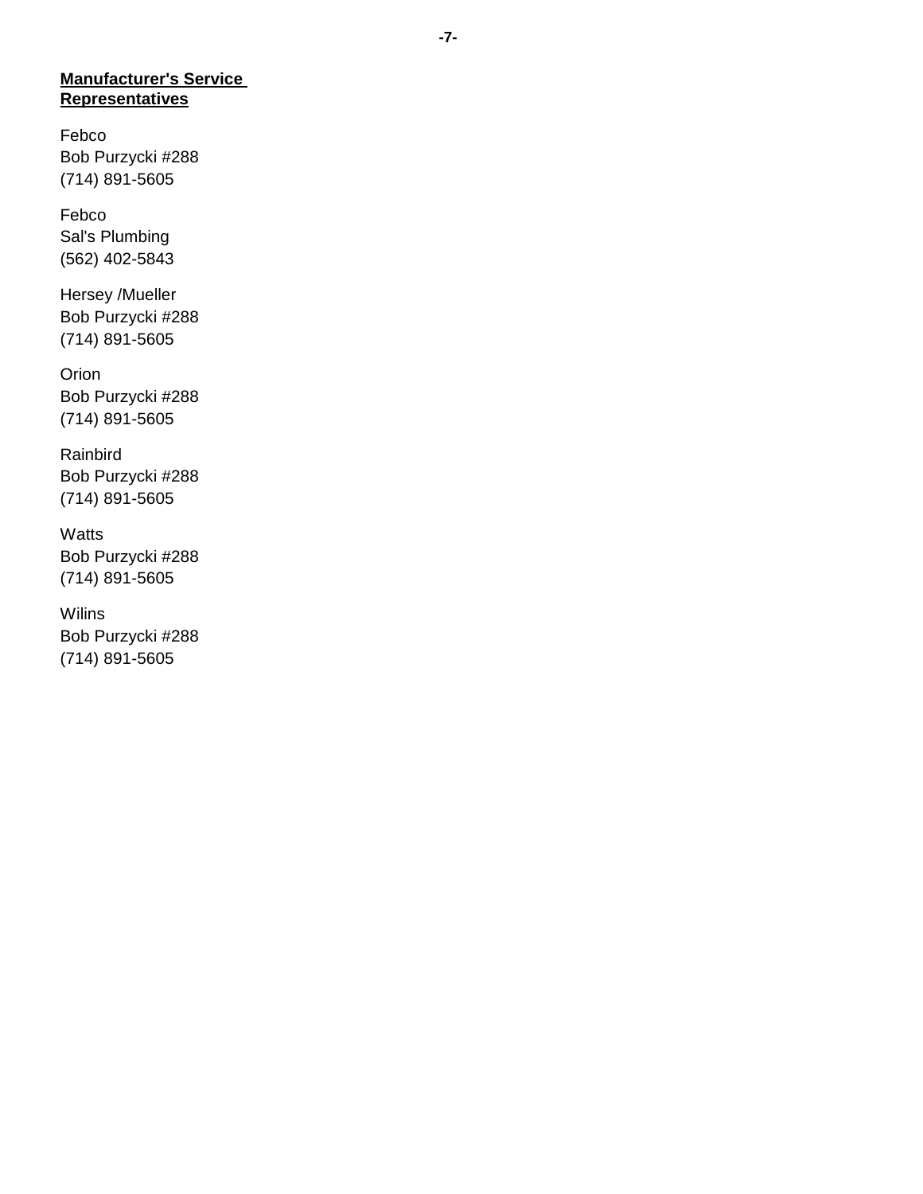**Manufacturer's Service Representatives**

Febco
Bob Purzycki #288
(714) 891-5605

Febco
Sal's Plumbing
(562) 402-5843

Hersey /Mueller
Bob Purzycki #288
(714) 891-5605

Orion
Bob Purzycki #288
(714) 891-5605

Rainbird
Bob Purzycki #288
(714) 891-5605

Watts
Bob Purzycki #288
(714) 891-5605

Wilins
Bob Purzycki #288
(714) 891-5605